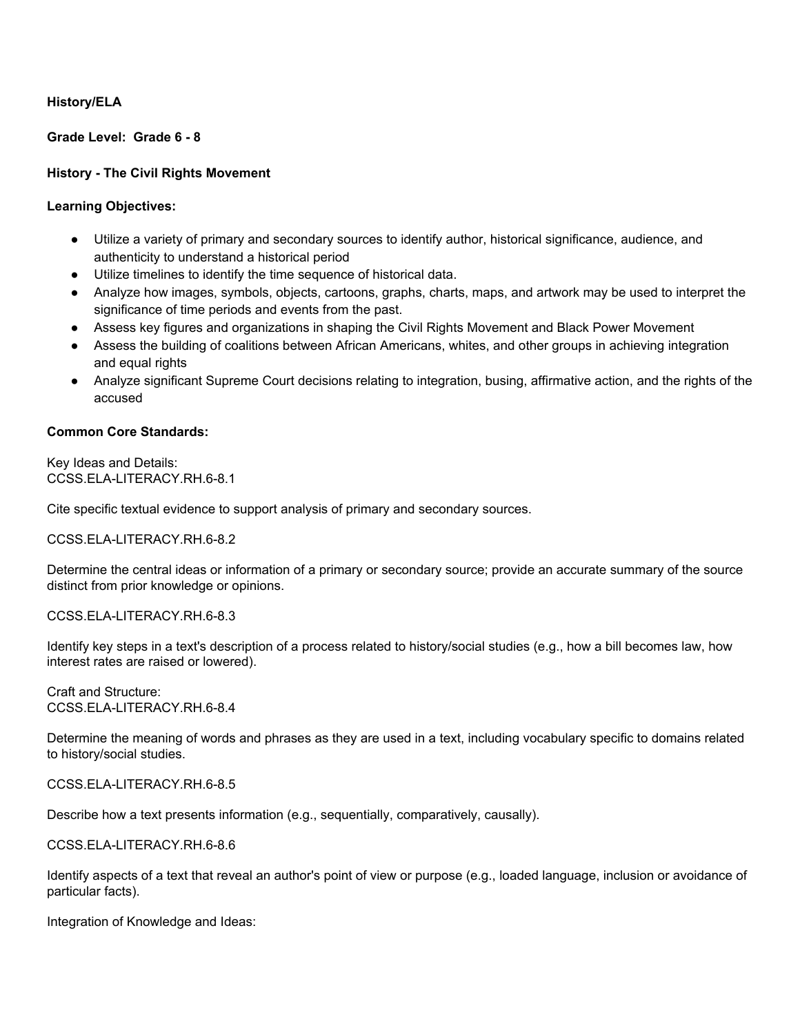**History/ELA**

**Grade Level: Grade 6 - 8**

**History - The Civil Rights Movement**

**Learning Objectives:**

- Utilize a variety of primary and secondary sources to identify author, historical significance, audience, and authenticity to understand a historical period
- Utilize timelines to identify the time sequence of historical data.
- Analyze how images, symbols, objects, cartoons, graphs, charts, maps, and artwork may be used to interpret the significance of time periods and events from the past.
- Assess key figures and organizations in shaping the Civil Rights Movement and Black Power Movement
- Assess the building of coalitions between African Americans, whites, and other groups in achieving integration and equal rights
- Analyze significant Supreme Court decisions relating to integration, busing, affirmative action, and the rights of the accused

**Common Core Standards:**

Key Ideas and Details:
CCSS.ELA-LITERACY.RH.6-8.1

Cite specific textual evidence to support analysis of primary and secondary sources.

CCSS.ELA-LITERACY.RH.6-8.2

Determine the central ideas or information of a primary or secondary source; provide an accurate summary of the source distinct from prior knowledge or opinions.

CCSS.ELA-LITERACY.RH.6-8.3

Identify key steps in a text's description of a process related to history/social studies (e.g., how a bill becomes law, how interest rates are raised or lowered).

Craft and Structure:
CCSS.ELA-LITERACY.RH.6-8.4

Determine the meaning of words and phrases as they are used in a text, including vocabulary specific to domains related to history/social studies.

CCSS.ELA-LITERACY.RH.6-8.5

Describe how a text presents information (e.g., sequentially, comparatively, causally).

CCSS.ELA-LITERACY.RH.6-8.6

Identify aspects of a text that reveal an author's point of view or purpose (e.g., loaded language, inclusion or avoidance of particular facts).

Integration of Knowledge and Ideas: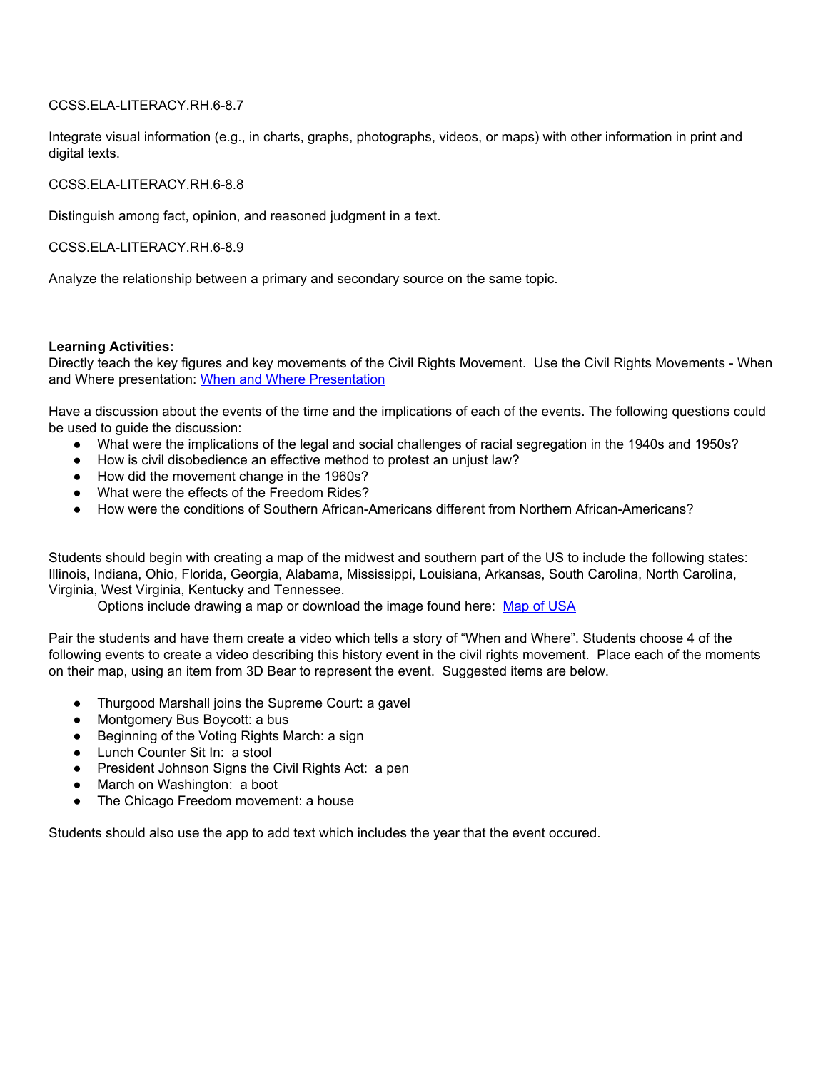CCSS.ELA-LITERACY.RH.6-8.7

Integrate visual information (e.g., in charts, graphs, photographs, videos, or maps) with other information in print and digital texts.

CCSS.ELA-LITERACY.RH.6-8.8

Distinguish among fact, opinion, and reasoned judgment in a text.

CCSS.ELA-LITERACY.RH.6-8.9

Analyze the relationship between a primary and secondary source on the same topic.

**Learning Activities:**
Directly teach the key figures and key movements of the Civil Rights Movement. Use the Civil Rights Movements - When and Where presentation: [When and Where Presentation]

Have a discussion about the events of the time and the implications of each of the events. The following questions could be used to guide the discussion:

- What were the implications of the legal and social challenges of racial segregation in the 1940s and 1950s?
- How is civil disobedience an effective method to protest an unjust law?
- How did the movement change in the 1960s?
- What were the effects of the Freedom Rides?
- How were the conditions of Southern African-Americans different from Northern African-Americans?

Students should begin with creating a map of the midwest and southern part of the US to include the following states: Illinois, Indiana, Ohio, Florida, Georgia, Alabama, Mississippi, Louisiana, Arkansas, South Carolina, North Carolina, Virginia, West Virginia, Kentucky and Tennessee.

Options include drawing a map or download the image found here: [Map of USA]

Pair the students and have them create a video which tells a story of "When and Where". Students choose 4 of the following events to create a video describing this history event in the civil rights movement. Place each of the moments on their map, using an item from 3D Bear to represent the event. Suggested items are below.

- Thurgood Marshall joins the Supreme Court: a gavel
- Montgomery Bus Boycott: a bus
- Beginning of the Voting Rights March: a sign
- Lunch Counter Sit In: a stool
- President Johnson Signs the Civil Rights Act: a pen
- March on Washington: a boot
- The Chicago Freedom movement: a house

Students should also use the app to add text which includes the year that the event occured.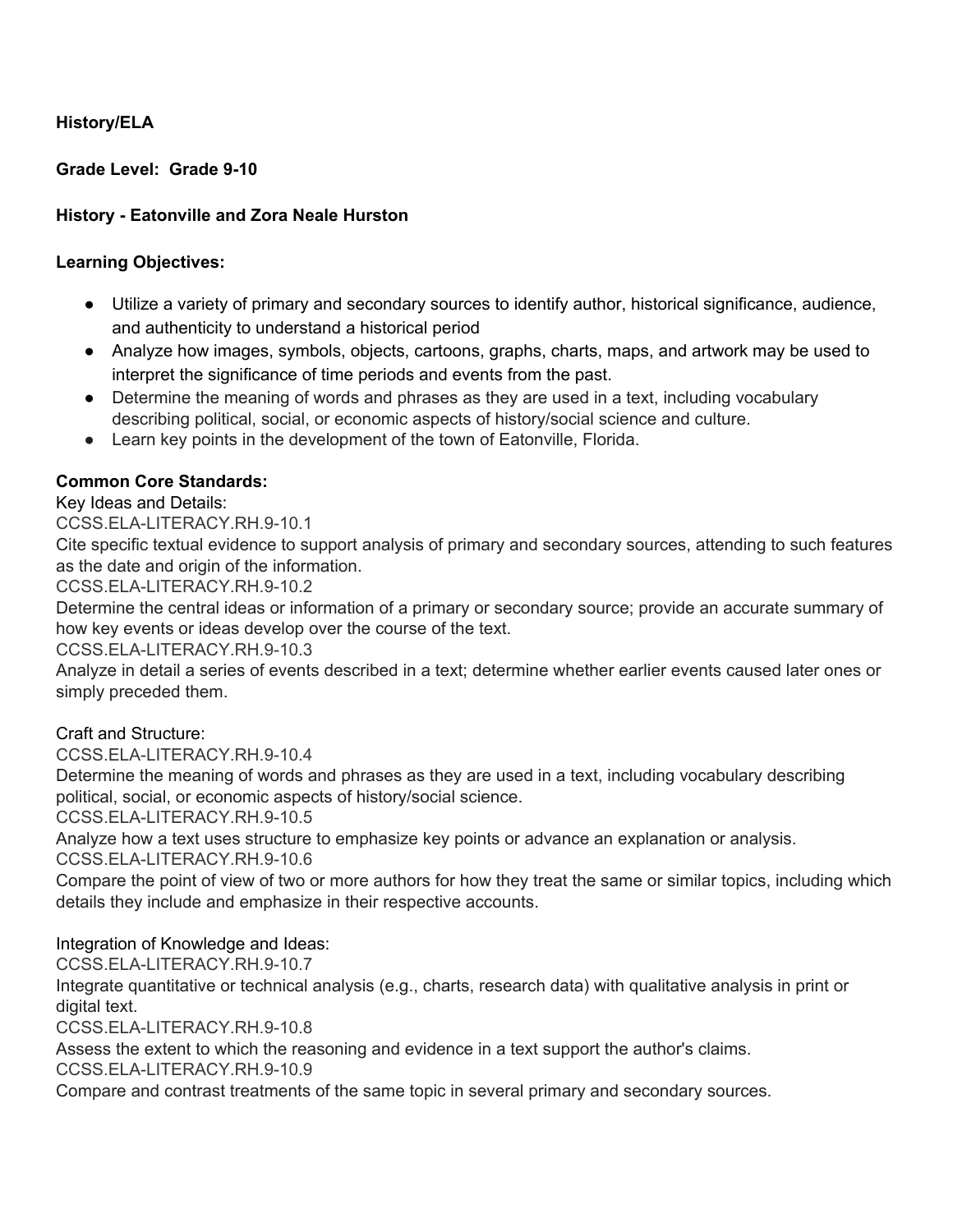**History/ELA**

**Grade Level: Grade 9-10**

**History - Eatonville and Zora Neale Hurston**

**Learning Objectives:**

- Utilize a variety of primary and secondary sources to identify author, historical significance, audience, and authenticity to understand a historical period
- Analyze how images, symbols, objects, cartoons, graphs, charts, maps, and artwork may be used to interpret the significance of time periods and events from the past.
- Determine the meaning of words and phrases as they are used in a text, including vocabulary describing political, social, or economic aspects of history/social science and culture.
- Learn key points in the development of the town of Eatonville, Florida.

**Common Core Standards:**

Key Ideas and Details:

CCSS.ELA-LITERACY.RH.9-10.1
Cite specific textual evidence to support analysis of primary and secondary sources, attending to such features as the date and origin of the information.

CCSS.ELA-LITERACY.RH.9-10.2
Determine the central ideas or information of a primary or secondary source; provide an accurate summary of how key events or ideas develop over the course of the text.

CCSS.ELA-LITERACY.RH.9-10.3
Analyze in detail a series of events described in a text; determine whether earlier events caused later ones or simply preceded them.

Craft and Structure:

CCSS.ELA-LITERACY.RH.9-10.4
Determine the meaning of words and phrases as they are used in a text, including vocabulary describing political, social, or economic aspects of history/social science.

CCSS.ELA-LITERACY.RH.9-10.5
Analyze how a text uses structure to emphasize key points or advance an explanation or analysis.

CCSS.ELA-LITERACY.RH.9-10.6
Compare the point of view of two or more authors for how they treat the same or similar topics, including which details they include and emphasize in their respective accounts.

Integration of Knowledge and Ideas:

CCSS.ELA-LITERACY.RH.9-10.7
Integrate quantitative or technical analysis (e.g., charts, research data) with qualitative analysis in print or digital text.

CCSS.ELA-LITERACY.RH.9-10.8
Assess the extent to which the reasoning and evidence in a text support the author's claims.

CCSS.ELA-LITERACY.RH.9-10.9
Compare and contrast treatments of the same topic in several primary and secondary sources.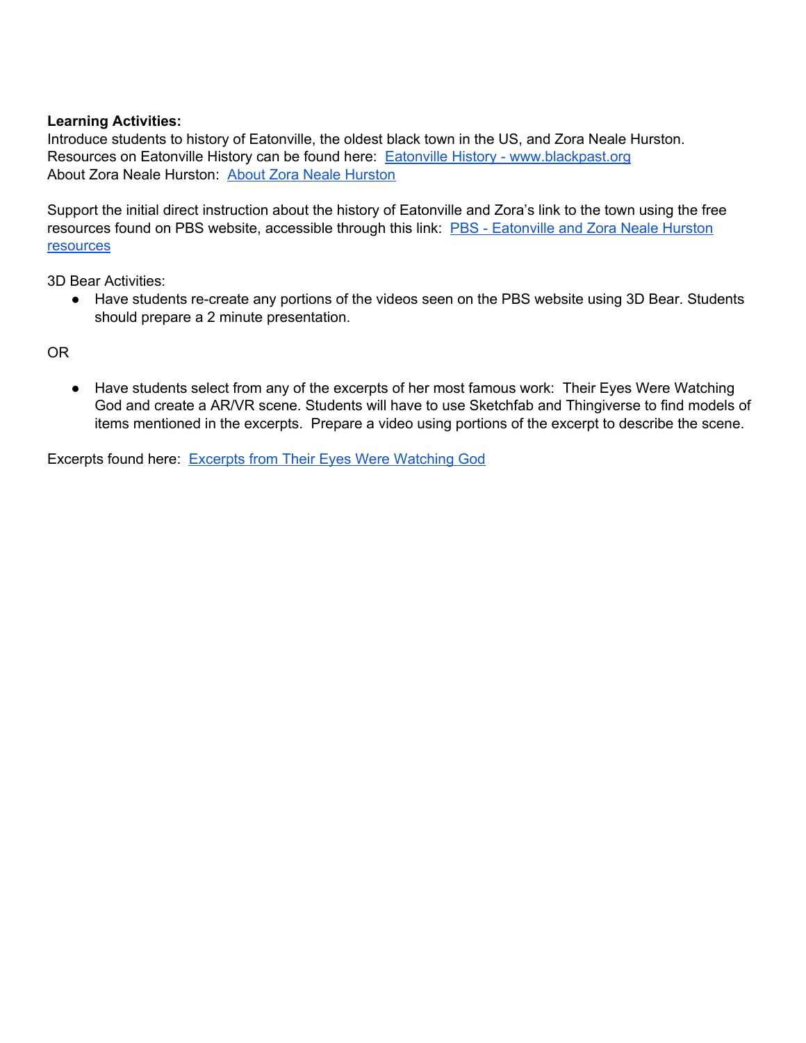**Learning Activities:**

Introduce students to history of Eatonville, the oldest black town in the US, and Zora Neale Hurston.
Resources on Eatonville History can be found here: [Eatonville History - www.blackpast.org]()
About Zora Neale Hurston: [About Zora Neale Hurston]()

Support the initial direct instruction about the history of Eatonville and Zora's link to the town using the free resources found on PBS website, accessible through this link: [PBS - Eatonville and Zora Neale Hurston resources]()

3D Bear Activities:

- Have students re-create any portions of the videos seen on the PBS website using 3D Bear. Students should prepare a 2 minute presentation.

OR

- Have students select from any of the excerpts of her most famous work: Their Eyes Were Watching God and create a AR/VR scene. Students will have to use Sketchfab and Thingiverse to find models of items mentioned in the excerpts. Prepare a video using portions of the excerpt to describe the scene.

Excerpts found here: [Excerpts from Their Eyes Were Watching God]()